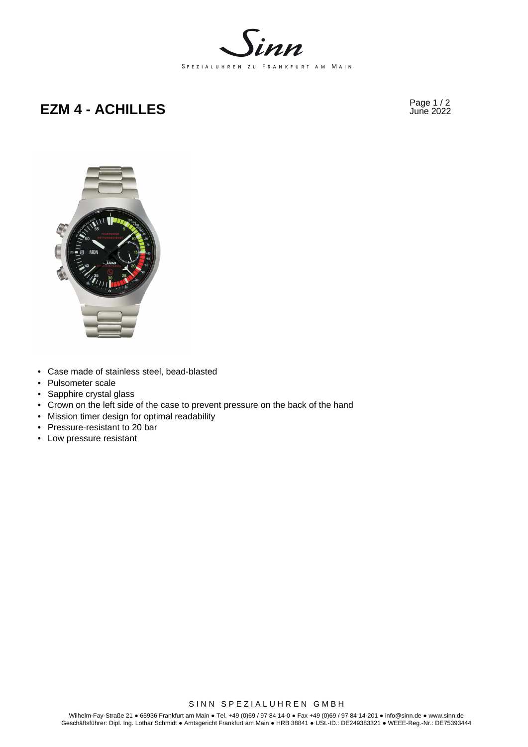# EZM 4 - ACHILLES

June 2022

- Case made of stainless steel, bead-blasted
- Pulsometer scale
- Sapphire crystal glass
- Crown on the left side of the case to prevent pressure on the back of the hand
- Mission timer design for optimal readability
- Pressure-resistant to 20 bar
- Low pressure resistant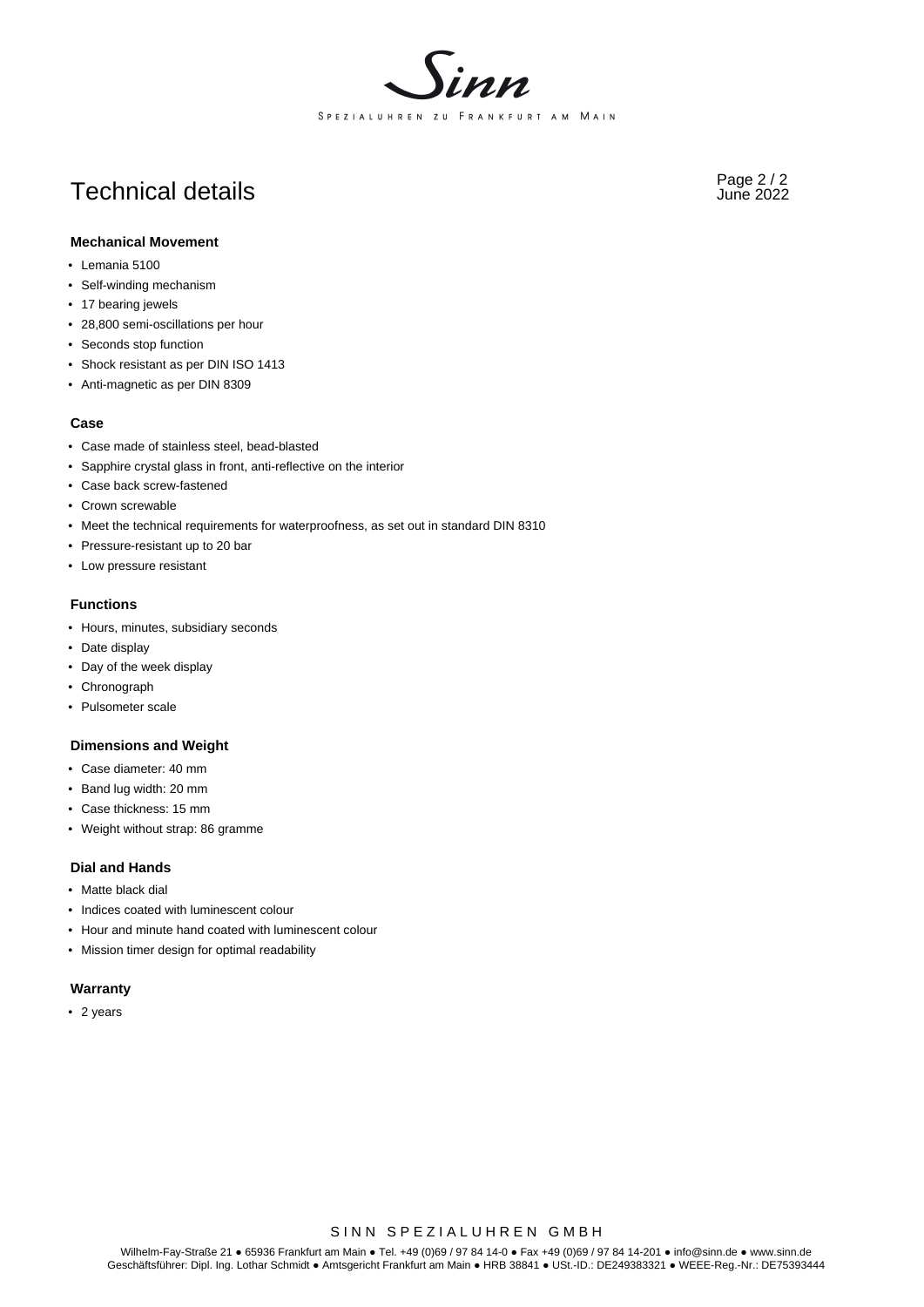# Technical details

June 2022

### Mechanical Movement

- Lemania 5100
- Self-winding mechanism
- 17 bearing jewels
- 28,800 semi-oscillations per hour
- Seconds stop function
- Shock resistant as per DIN ISO 1413
- Anti-magnetic as per DIN 8309

### Case

- Case made of stainless steel, bead-blasted
- Sapphire crystal glass in front, anti-reflective on the interior
- Case back screw-fastened
- Crown screwable
- Meet the technical requirements for waterproofness, as set out in standard DIN 8310
- Pressure-resistant up to 20 bar
- Low pressure resistant

### Functions

- Hours, minutes, subsidiary seconds
- Date display
- Day of the week display
- Chronograph
- Pulsometer scale

### Dimensions and Weight

- Case diameter: 40 mm
- Band lug width: 20 mm
- Case thickness: 15 mm
- Weight without strap: 86 gramme

### Dial and Hands

- Matte black dial
- Indices coated with luminescent colour
- Hour and minute hand coated with luminescent colour
- Mission timer design for optimal readability

### Warranty

- 2 years